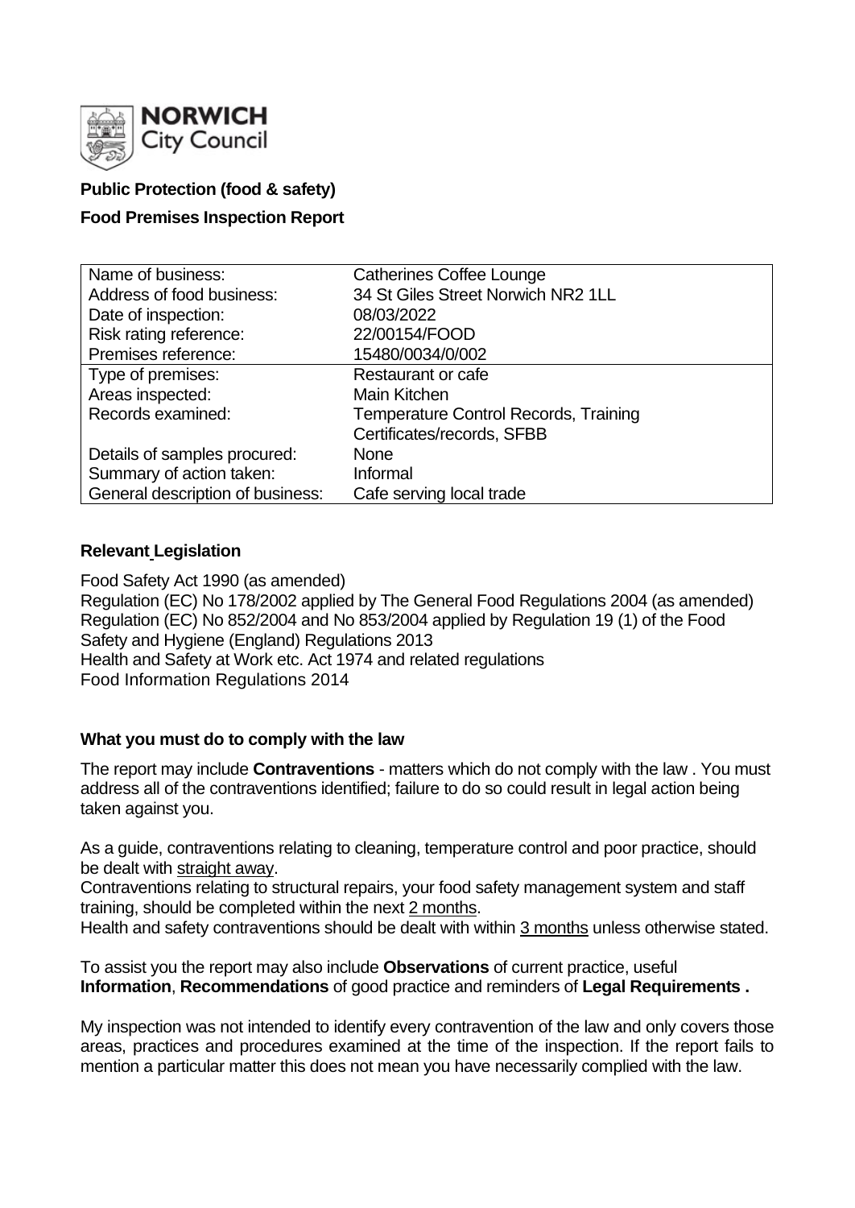**NORWICH City Council**

**Public Protection (food & safety)**

**Food Premises Inspection Report**

| Name of business: | Catherines Coffee Lounge |
|---|---|
| Address of food business: | 34 St Giles Street Norwich NR2 1LL |
| Date of inspection: | 08/03/2022 |
| Risk rating reference: | 22/00154/FOOD |
| Premises reference: | 15480/0034/0/002 |
| Type of premises: | Restaurant or cafe |
| Areas inspected: | Main Kitchen |
| Records examined: | Temperature Control Records, Training Certificates/records, SFBB |
| Details of samples procured: | None |
| Summary of action taken: | Informal |
| General description of business: | Cafe serving local trade |

## Relevant Legislation

Food Safety Act 1990 (as amended)
Regulation (EC) No 178/2002 applied by The General Food Regulations 2004 (as amended)
Regulation (EC) No 852/2004 and No 853/2004 applied by Regulation 19 (1) of the Food Safety and Hygiene (England) Regulations 2013
Health and Safety at Work etc. Act 1974 and related regulations
Food Information Regulations 2014

## What you must do to comply with the law

The report may include **Contraventions** - matters which do not comply with the law . You must address all of the contraventions identified; failure to do so could result in legal action being taken against you.

As a guide, contraventions relating to cleaning, temperature control and poor practice, should be dealt with straight away.
Contraventions relating to structural repairs, your food safety management system and staff training, should be completed within the next 2 months.
Health and safety contraventions should be dealt with within 3 months unless otherwise stated.

To assist you the report may also include **Observations** of current practice, useful **Information**, **Recommendations** of good practice and reminders of **Legal Requirements .**

My inspection was not intended to identify every contravention of the law and only covers those areas, practices and procedures examined at the time of the inspection. If the report fails to mention a particular matter this does not mean you have necessarily complied with the law.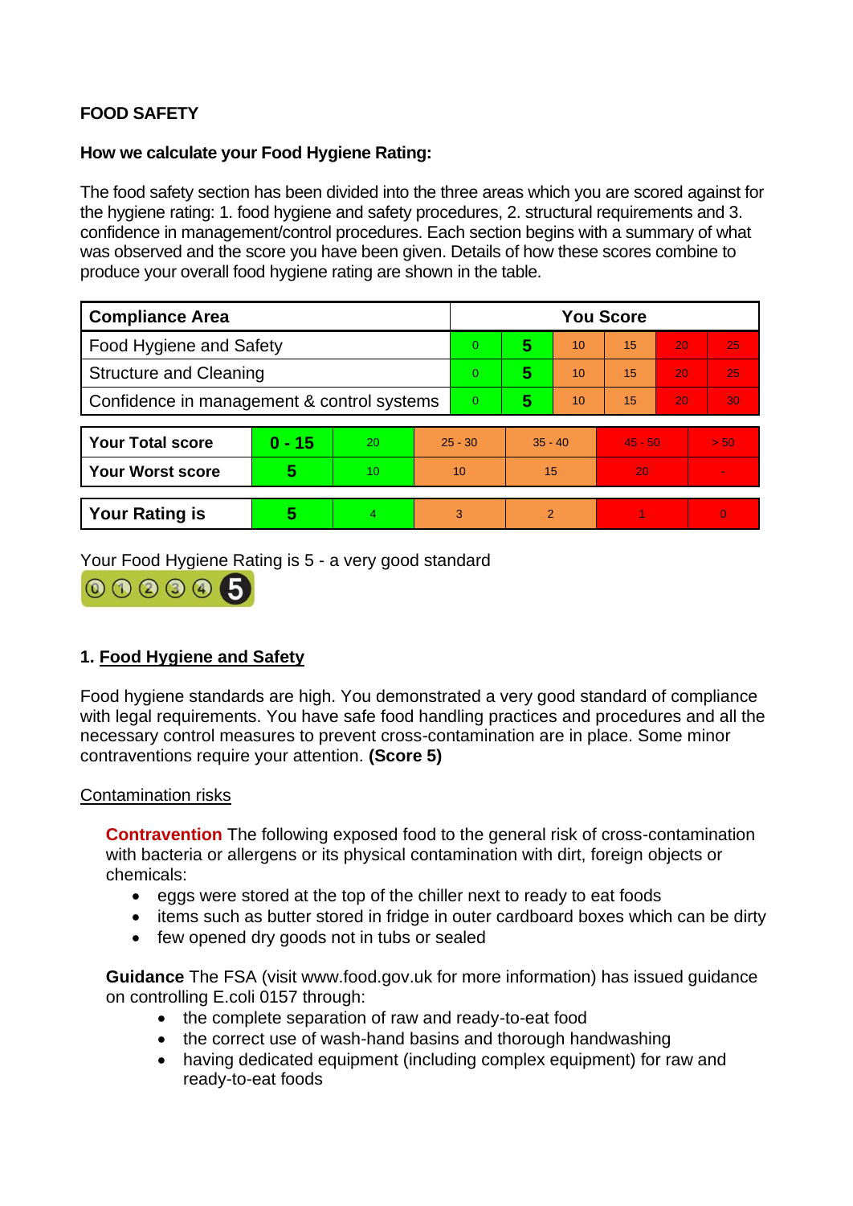**FOOD SAFETY**

**How we calculate your Food Hygiene Rating:**

The food safety section has been divided into the three areas which you are scored against for the hygiene rating: 1. food hygiene and safety procedures, 2. structural requirements and 3. confidence in management/control procedures. Each section begins with a summary of what was observed and the score you have been given. Details of how these scores combine to produce your overall food hygiene rating are shown in the table.

| Compliance Area | You Score | | | | | |
|---|---|---|---|---|---|---|
| Food Hygiene and Safety | 0 | **5** | 10 | 15 | 20 | 25 |
| Structure and Cleaning | 0 | **5** | 10 | 15 | 20 | 25 |
| Confidence in management & control systems | 0 | **5** | 10 | 15 | 20 | 30 |

| | | | | | | |
|---|---|---|---|---|---|---|
| **Your Total score** | **0 - 15** | 20 | 25 - 30 | 35 - 40 | 45 - 50 | > 50 |
| **Your Worst score** | **5** | 10 | 10 | 15 | 20 | - |

| | | | | | | |
|---|---|---|---|---|---|---|
| **Your Rating is** | **5** | 4 | 3 | 2 | 1 | 0 |

Your Food Hygiene Rating is 5 - a very good standard

## 1. Food Hygiene and Safety

Food hygiene standards are high. You demonstrated a very good standard of compliance with legal requirements. You have safe food handling practices and procedures and all the necessary control measures to prevent cross-contamination are in place. Some minor contraventions require your attention. **(Score 5)**

Contamination risks

**Contravention** The following exposed food to the general risk of cross-contamination with bacteria or allergens or its physical contamination with dirt, foreign objects or chemicals:

- eggs were stored at the top of the chiller next to ready to eat foods
- items such as butter stored in fridge in outer cardboard boxes which can be dirty
- few opened dry goods not in tubs or sealed

**Guidance** The FSA (visit www.food.gov.uk for more information) has issued guidance on controlling E.coli 0157 through:

- the complete separation of raw and ready-to-eat food
- the correct use of wash-hand basins and thorough handwashing
- having dedicated equipment (including complex equipment) for raw and ready-to-eat foods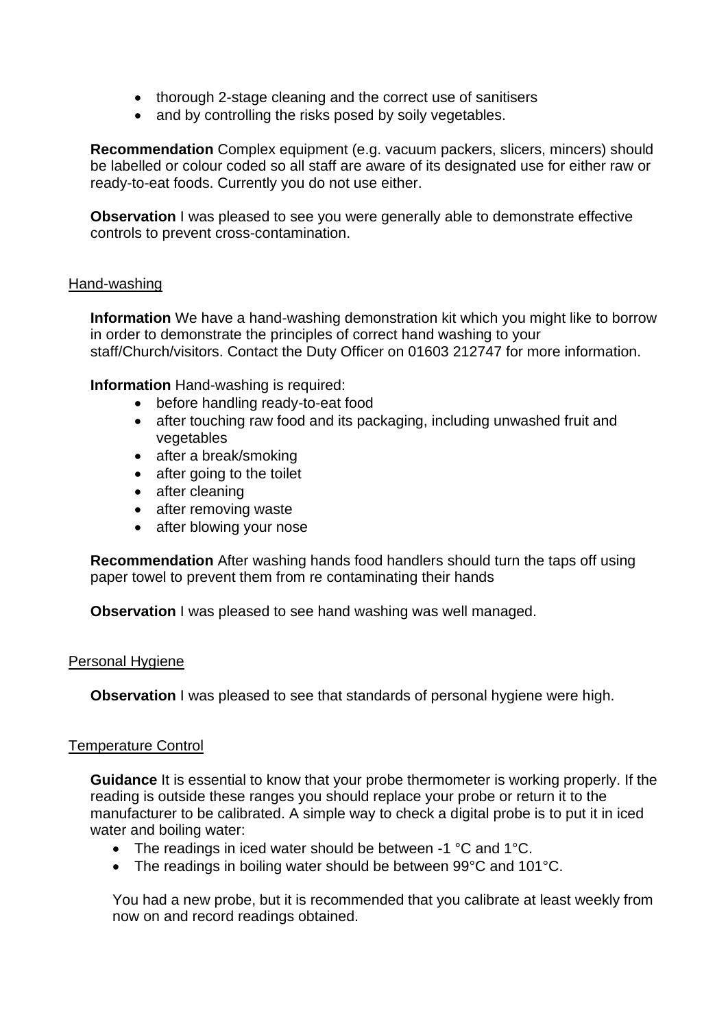- thorough 2-stage cleaning and the correct use of sanitisers
- and by controlling the risks posed by soily vegetables.

**Recommendation** Complex equipment (e.g. vacuum packers, slicers, mincers) should be labelled or colour coded so all staff are aware of its designated use for either raw or ready-to-eat foods. Currently you do not use either.

**Observation** I was pleased to see you were generally able to demonstrate effective controls to prevent cross-contamination.

Hand-washing

**Information** We have a hand-washing demonstration kit which you might like to borrow in order to demonstrate the principles of correct hand washing to your staff/Church/visitors. Contact the Duty Officer on 01603 212747 for more information.

**Information** Hand-washing is required:

- before handling ready-to-eat food
- after touching raw food and its packaging, including unwashed fruit and vegetables
- after a break/smoking
- after going to the toilet
- after cleaning
- after removing waste
- after blowing your nose

**Recommendation** After washing hands food handlers should turn the taps off using paper towel to prevent them from re contaminating their hands

**Observation** I was pleased to see hand washing was well managed.

Personal Hygiene

**Observation** I was pleased to see that standards of personal hygiene were high.

Temperature Control

**Guidance** It is essential to know that your probe thermometer is working properly. If the reading is outside these ranges you should replace your probe or return it to the manufacturer to be calibrated. A simple way to check a digital probe is to put it in iced water and boiling water:

- The readings in iced water should be between -1 °C and 1°C.
- The readings in boiling water should be between 99°C and 101°C.

You had a new probe, but it is recommended that you calibrate at least weekly from now on and record readings obtained.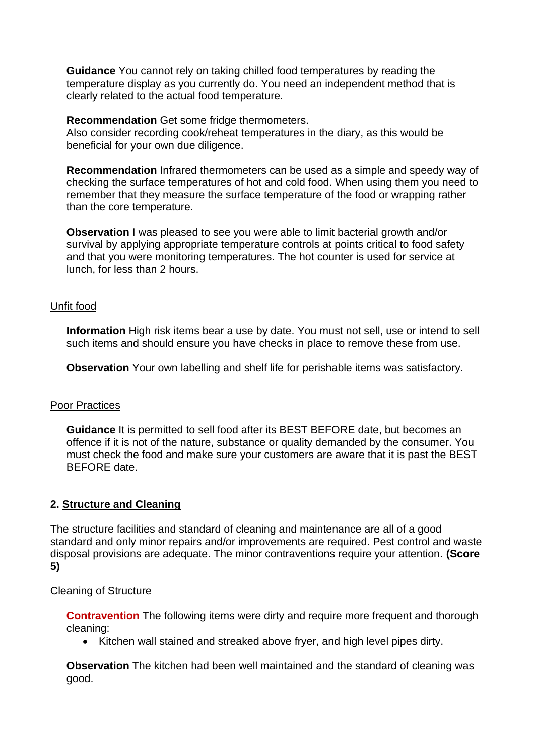**Guidance** You cannot rely on taking chilled food temperatures by reading the temperature display as you currently do. You need an independent method that is clearly related to the actual food temperature.

**Recommendation** Get some fridge thermometers.
Also consider recording cook/reheat temperatures in the diary, as this would be beneficial for your own due diligence.

**Recommendation** Infrared thermometers can be used as a simple and speedy way of checking the surface temperatures of hot and cold food. When using them you need to remember that they measure the surface temperature of the food or wrapping rather than the core temperature.

**Observation** I was pleased to see you were able to limit bacterial growth and/or survival by applying appropriate temperature controls at points critical to food safety and that you were monitoring temperatures. The hot counter is used for service at lunch, for less than 2 hours.

<u>Unfit food</u>

**Information** High risk items bear a use by date. You must not sell, use or intend to sell such items and should ensure you have checks in place to remove these from use.

**Observation** Your own labelling and shelf life for perishable items was satisfactory.

<u>Poor Practices</u>

**Guidance** It is permitted to sell food after its BEST BEFORE date, but becomes an offence if it is not of the nature, substance or quality demanded by the consumer. You must check the food and make sure your customers are aware that it is past the BEST BEFORE date.

## 2. Structure and Cleaning

The structure facilities and standard of cleaning and maintenance are all of a good standard and only minor repairs and/or improvements are required. Pest control and waste disposal provisions are adequate. The minor contraventions require your attention. **(Score 5)**

<u>Cleaning of Structure</u>

**Contravention** The following items were dirty and require more frequent and thorough cleaning:

- Kitchen wall stained and streaked above fryer, and high level pipes dirty.

**Observation** The kitchen had been well maintained and the standard of cleaning was good.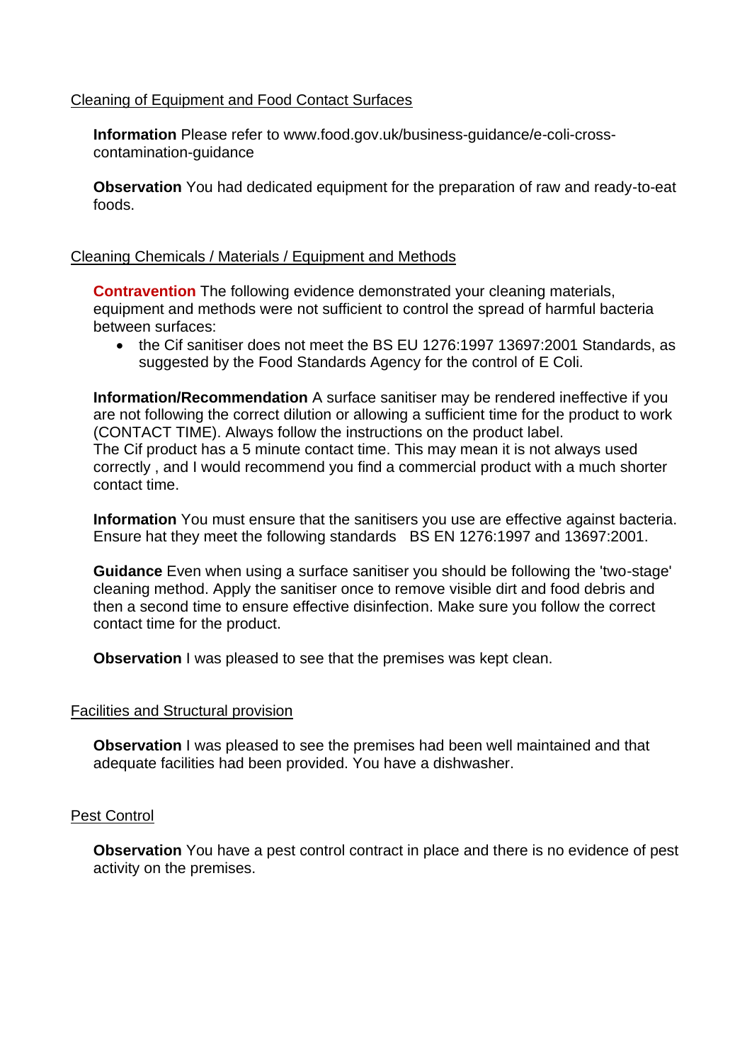## Cleaning of Equipment and Food Contact Surfaces

**Information** Please refer to www.food.gov.uk/business-guidance/e-coli-cross-contamination-guidance

**Observation** You had dedicated equipment for the preparation of raw and ready-to-eat foods.

## Cleaning Chemicals / Materials / Equipment and Methods

**Contravention** The following evidence demonstrated your cleaning materials, equipment and methods were not sufficient to control the spread of harmful bacteria between surfaces:

- the Cif sanitiser does not meet the BS EU 1276:1997 13697:2001 Standards, as suggested by the Food Standards Agency for the control of E Coli.

**Information/Recommendation** A surface sanitiser may be rendered ineffective if you are not following the correct dilution or allowing a sufficient time for the product to work (CONTACT TIME). Always follow the instructions on the product label.
The Cif product has a 5 minute contact time. This may mean it is not always used correctly , and I would recommend you find a commercial product with a much shorter contact time.

**Information** You must ensure that the sanitisers you use are effective against bacteria. Ensure hat they meet the following standards BS EN 1276:1997 and 13697:2001.

**Guidance** Even when using a surface sanitiser you should be following the 'two-stage' cleaning method. Apply the sanitiser once to remove visible dirt and food debris and then a second time to ensure effective disinfection. Make sure you follow the correct contact time for the product.

**Observation** I was pleased to see that the premises was kept clean.

## Facilities and Structural provision

**Observation** I was pleased to see the premises had been well maintained and that adequate facilities had been provided. You have a dishwasher.

## Pest Control

**Observation** You have a pest control contract in place and there is no evidence of pest activity on the premises.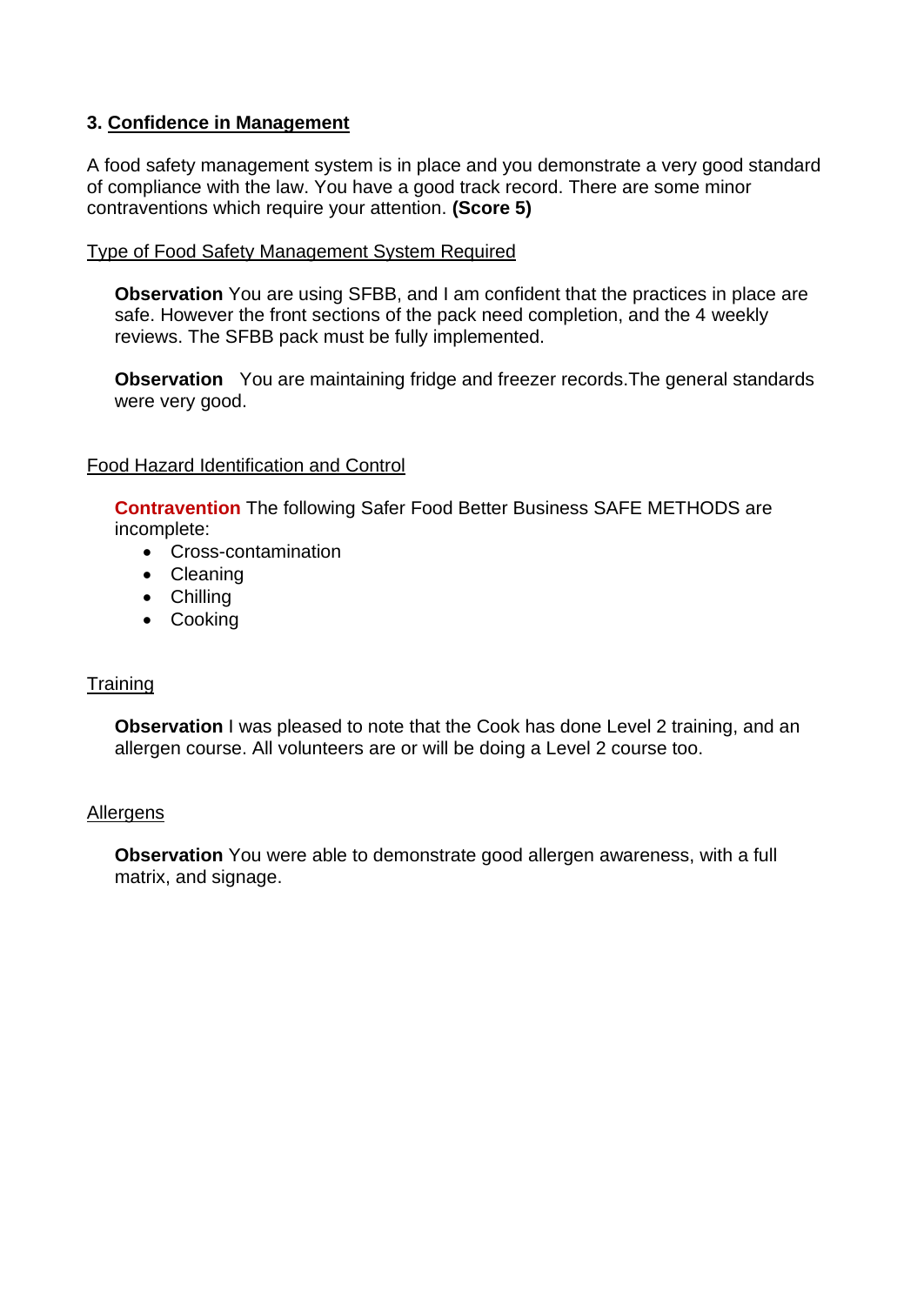### 3. Confidence in Management

A food safety management system is in place and you demonstrate a very good standard of compliance with the law. You have a good track record. There are some minor contraventions which require your attention. **(Score 5)**

Type of Food Safety Management System Required

**Observation** You are using SFBB, and I am confident that the practices in place are safe. However the front sections of the pack need completion, and the 4 weekly reviews. The SFBB pack must be fully implemented.

**Observation** You are maintaining fridge and freezer records.The general standards were very good.

Food Hazard Identification and Control

**Contravention** The following Safer Food Better Business SAFE METHODS are incomplete:

- Cross-contamination
- Cleaning
- Chilling
- Cooking

Training

**Observation** I was pleased to note that the Cook has done Level 2 training, and an allergen course. All volunteers are or will be doing a Level 2 course too.

Allergens

**Observation** You were able to demonstrate good allergen awareness, with a full matrix, and signage.